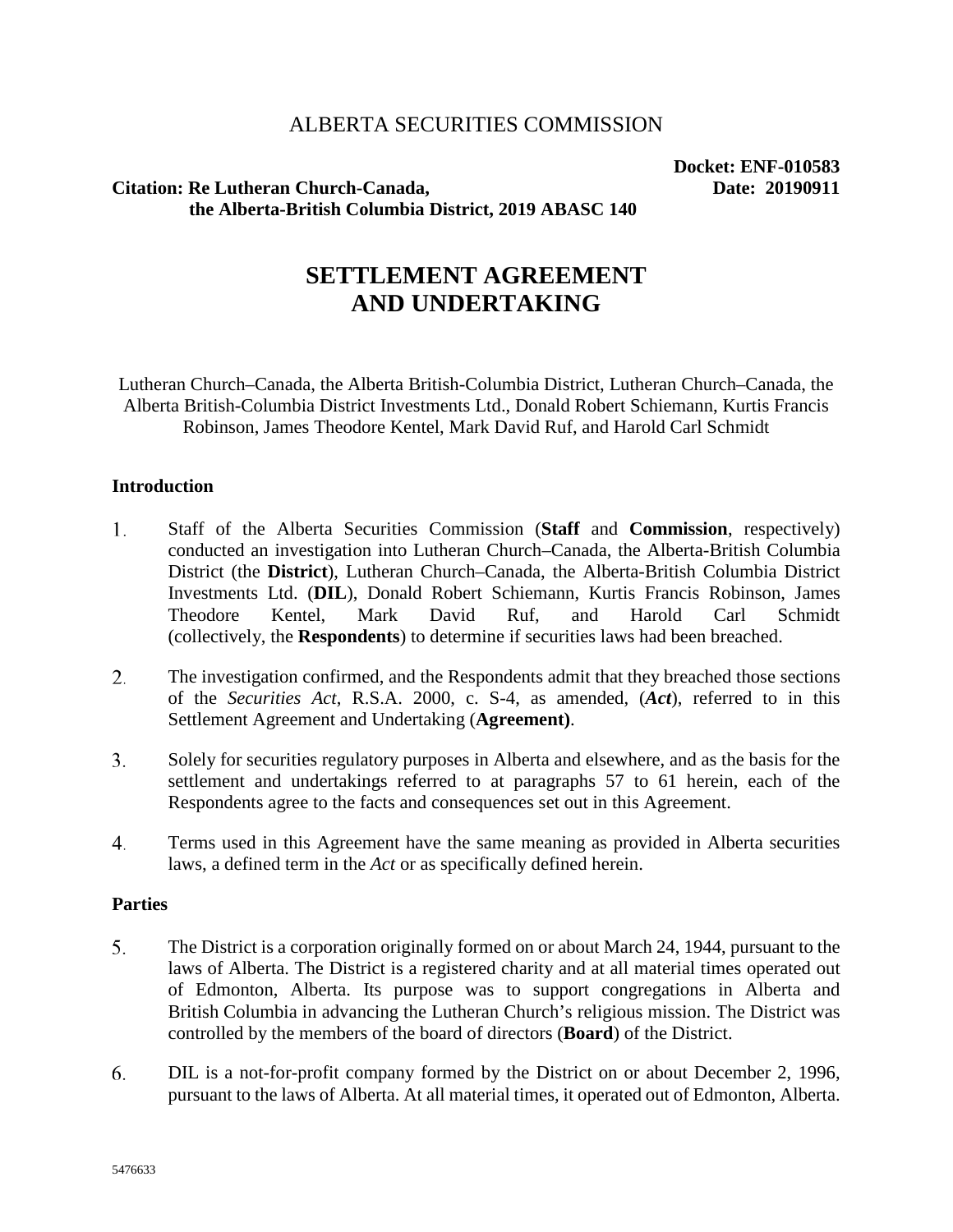ALBERTA SECURITIES COMMISSION

**Docket: ENF-010583**
**Date: 20190911**

**Citation: Re Lutheran Church-Canada, the Alberta-British Columbia District, 2019 ABASC 140**

# SETTLEMENT AGREEMENT AND UNDERTAKING

Lutheran Church–Canada, the Alberta British-Columbia District, Lutheran Church–Canada, the Alberta British-Columbia District Investments Ltd., Donald Robert Schiemann, Kurtis Francis Robinson, James Theodore Kentel, Mark David Ruf, and Harold Carl Schmidt

### Introduction

1. Staff of the Alberta Securities Commission (**Staff** and **Commission**, respectively) conducted an investigation into Lutheran Church–Canada, the Alberta-British Columbia District (the **District**), Lutheran Church–Canada, the Alberta-British Columbia District Investments Ltd. (**DIL**), Donald Robert Schiemann, Kurtis Francis Robinson, James Theodore Kentel, Mark David Ruf, and Harold Carl Schmidt (collectively, the **Respondents**) to determine if securities laws had been breached.

2. The investigation confirmed, and the Respondents admit that they breached those sections of the *Securities Act*, R.S.A. 2000, c. S-4, as amended, (***Act***), referred to in this Settlement Agreement and Undertaking (**Agreement)**.

3. Solely for securities regulatory purposes in Alberta and elsewhere, and as the basis for the settlement and undertakings referred to at paragraphs 57 to 61 herein, each of the Respondents agree to the facts and consequences set out in this Agreement.

4. Terms used in this Agreement have the same meaning as provided in Alberta securities laws, a defined term in the *Act* or as specifically defined herein.

### Parties

5. The District is a corporation originally formed on or about March 24, 1944, pursuant to the laws of Alberta. The District is a registered charity and at all material times operated out of Edmonton, Alberta. Its purpose was to support congregations in Alberta and British Columbia in advancing the Lutheran Church's religious mission. The District was controlled by the members of the board of directors (**Board**) of the District.

6. DIL is a not-for-profit company formed by the District on or about December 2, 1996, pursuant to the laws of Alberta. At all material times, it operated out of Edmonton, Alberta.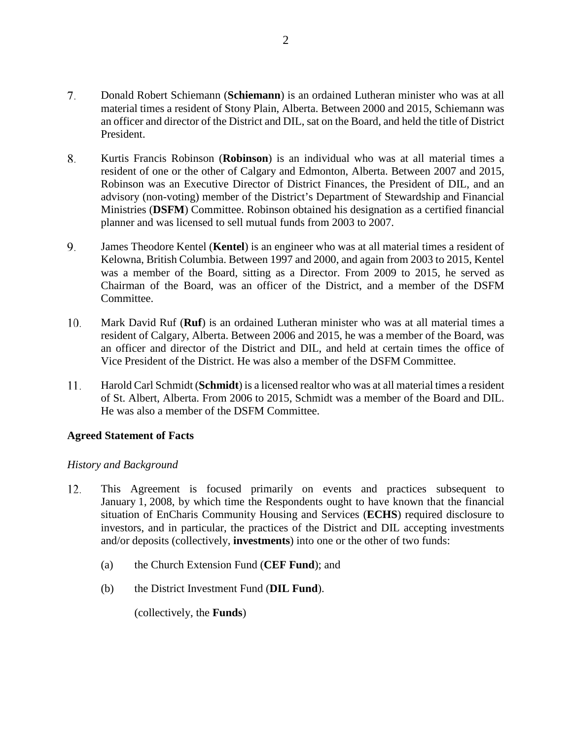7. Donald Robert Schiemann (**Schiemann**) is an ordained Lutheran minister who was at all material times a resident of Stony Plain, Alberta. Between 2000 and 2015, Schiemann was an officer and director of the District and DIL, sat on the Board, and held the title of District President.

8. Kurtis Francis Robinson (**Robinson**) is an individual who was at all material times a resident of one or the other of Calgary and Edmonton, Alberta. Between 2007 and 2015, Robinson was an Executive Director of District Finances, the President of DIL, and an advisory (non-voting) member of the District's Department of Stewardship and Financial Ministries (**DSFM**) Committee. Robinson obtained his designation as a certified financial planner and was licensed to sell mutual funds from 2003 to 2007.

9. James Theodore Kentel (**Kentel**) is an engineer who was at all material times a resident of Kelowna, British Columbia. Between 1997 and 2000, and again from 2003 to 2015, Kentel was a member of the Board, sitting as a Director. From 2009 to 2015, he served as Chairman of the Board, was an officer of the District, and a member of the DSFM Committee.

10. Mark David Ruf (**Ruf**) is an ordained Lutheran minister who was at all material times a resident of Calgary, Alberta. Between 2006 and 2015, he was a member of the Board, was an officer and director of the District and DIL, and held at certain times the office of Vice President of the District. He was also a member of the DSFM Committee.

11. Harold Carl Schmidt (**Schmidt**) is a licensed realtor who was at all material times a resident of St. Albert, Alberta. From 2006 to 2015, Schmidt was a member of the Board and DIL. He was also a member of the DSFM Committee.

**Agreed Statement of Facts**

*History and Background*

12. This Agreement is focused primarily on events and practices subsequent to January 1, 2008, by which time the Respondents ought to have known that the financial situation of EnCharis Community Housing and Services (**ECHS**) required disclosure to investors, and in particular, the practices of the District and DIL accepting investments and/or deposits (collectively, **investments**) into one or the other of two funds:

    (a) the Church Extension Fund (**CEF Fund**); and

    (b) the District Investment Fund (**DIL Fund**).

    (collectively, the **Funds**)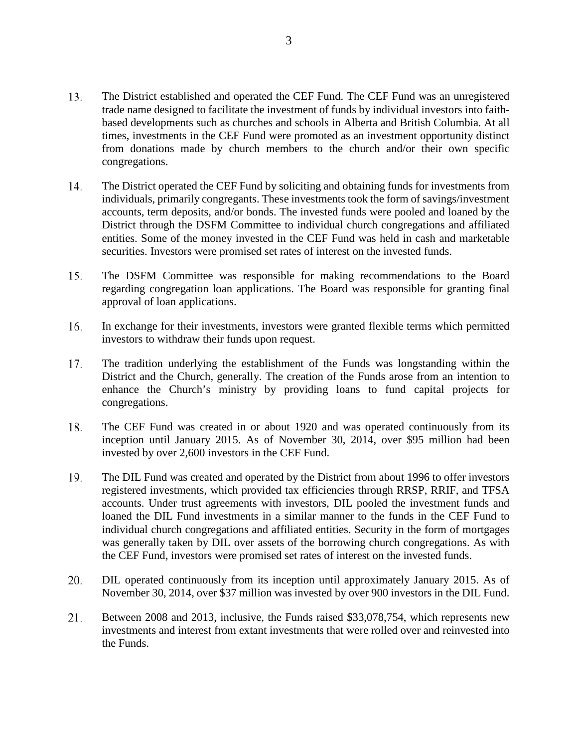13. The District established and operated the CEF Fund. The CEF Fund was an unregistered trade name designed to facilitate the investment of funds by individual investors into faith-based developments such as churches and schools in Alberta and British Columbia. At all times, investments in the CEF Fund were promoted as an investment opportunity distinct from donations made by church members to the church and/or their own specific congregations.

14. The District operated the CEF Fund by soliciting and obtaining funds for investments from individuals, primarily congregants. These investments took the form of savings/investment accounts, term deposits, and/or bonds. The invested funds were pooled and loaned by the District through the DSFM Committee to individual church congregations and affiliated entities. Some of the money invested in the CEF Fund was held in cash and marketable securities. Investors were promised set rates of interest on the invested funds.

15. The DSFM Committee was responsible for making recommendations to the Board regarding congregation loan applications. The Board was responsible for granting final approval of loan applications.

16. In exchange for their investments, investors were granted flexible terms which permitted investors to withdraw their funds upon request.

17. The tradition underlying the establishment of the Funds was longstanding within the District and the Church, generally. The creation of the Funds arose from an intention to enhance the Church's ministry by providing loans to fund capital projects for congregations.

18. The CEF Fund was created in or about 1920 and was operated continuously from its inception until January 2015. As of November 30, 2014, over $95 million had been invested by over 2,600 investors in the CEF Fund.

19. The DIL Fund was created and operated by the District from about 1996 to offer investors registered investments, which provided tax efficiencies through RRSP, RRIF, and TFSA accounts. Under trust agreements with investors, DIL pooled the investment funds and loaned the DIL Fund investments in a similar manner to the funds in the CEF Fund to individual church congregations and affiliated entities. Security in the form of mortgages was generally taken by DIL over assets of the borrowing church congregations. As with the CEF Fund, investors were promised set rates of interest on the invested funds.

20. DIL operated continuously from its inception until approximately January 2015. As of November 30, 2014, over $37 million was invested by over 900 investors in the DIL Fund.

21. Between 2008 and 2013, inclusive, the Funds raised $33,078,754, which represents new investments and interest from extant investments that were rolled over and reinvested into the Funds.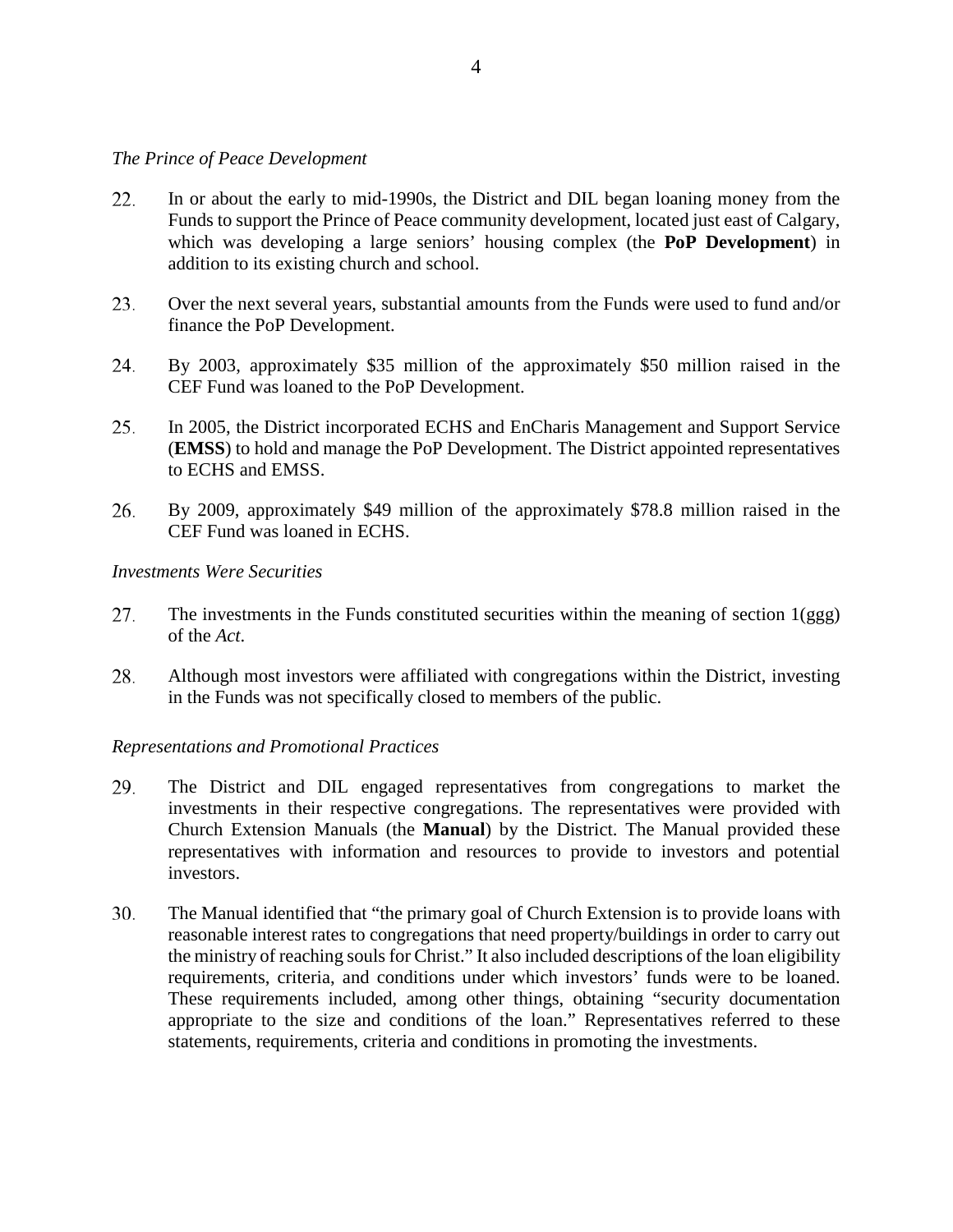*The Prince of Peace Development*

22. In or about the early to mid-1990s, the District and DIL began loaning money from the Funds to support the Prince of Peace community development, located just east of Calgary, which was developing a large seniors' housing complex (the **PoP Development**) in addition to its existing church and school.

23. Over the next several years, substantial amounts from the Funds were used to fund and/or finance the PoP Development.

24. By 2003, approximately $35 million of the approximately $50 million raised in the CEF Fund was loaned to the PoP Development.

25. In 2005, the District incorporated ECHS and EnCharis Management and Support Service (**EMSS**) to hold and manage the PoP Development. The District appointed representatives to ECHS and EMSS.

26. By 2009, approximately $49 million of the approximately $78.8 million raised in the CEF Fund was loaned in ECHS.

*Investments Were Securities*

27. The investments in the Funds constituted securities within the meaning of section 1(ggg) of the *Act*.

28. Although most investors were affiliated with congregations within the District, investing in the Funds was not specifically closed to members of the public.

*Representations and Promotional Practices*

29. The District and DIL engaged representatives from congregations to market the investments in their respective congregations. The representatives were provided with Church Extension Manuals (the **Manual**) by the District. The Manual provided these representatives with information and resources to provide to investors and potential investors.

30. The Manual identified that "the primary goal of Church Extension is to provide loans with reasonable interest rates to congregations that need property/buildings in order to carry out the ministry of reaching souls for Christ." It also included descriptions of the loan eligibility requirements, criteria, and conditions under which investors' funds were to be loaned. These requirements included, among other things, obtaining "security documentation appropriate to the size and conditions of the loan." Representatives referred to these statements, requirements, criteria and conditions in promoting the investments.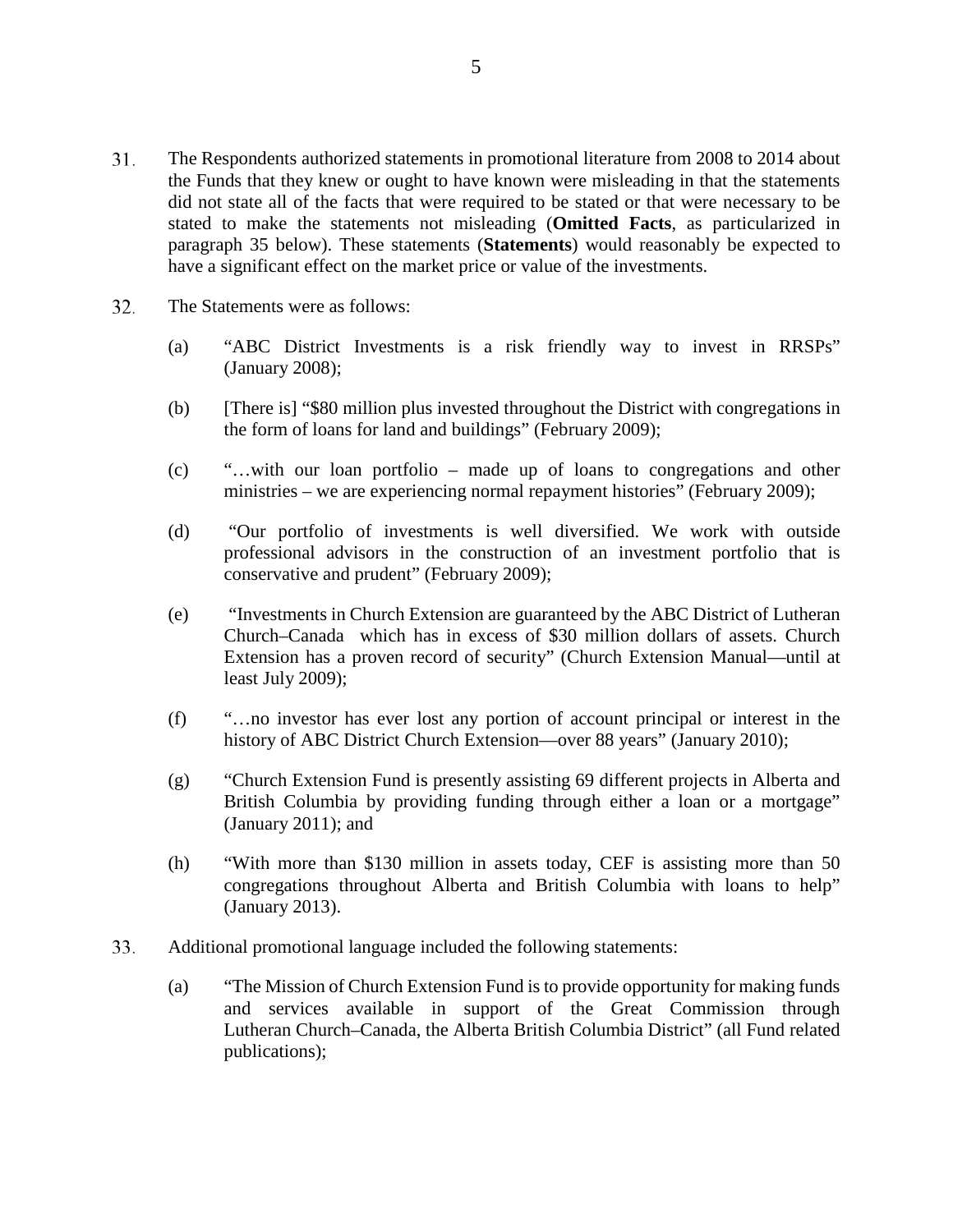31. The Respondents authorized statements in promotional literature from 2008 to 2014 about the Funds that they knew or ought to have known were misleading in that the statements did not state all of the facts that were required to be stated or that were necessary to be stated to make the statements not misleading (**Omitted Facts**, as particularized in paragraph 35 below). These statements (**Statements**) would reasonably be expected to have a significant effect on the market price or value of the investments.

32. The Statements were as follows:

    (a) "ABC District Investments is a risk friendly way to invest in RRSPs" (January 2008);

    (b) [There is] "$80 million plus invested throughout the District with congregations in the form of loans for land and buildings" (February 2009);

    (c) "…with our loan portfolio – made up of loans to congregations and other ministries – we are experiencing normal repayment histories" (February 2009);

    (d) "Our portfolio of investments is well diversified. We work with outside professional advisors in the construction of an investment portfolio that is conservative and prudent" (February 2009);

    (e) "Investments in Church Extension are guaranteed by the ABC District of Lutheran Church–Canada which has in excess of $30 million dollars of assets. Church Extension has a proven record of security" (Church Extension Manual—until at least July 2009);

    (f) "…no investor has ever lost any portion of account principal or interest in the history of ABC District Church Extension—over 88 years" (January 2010);

    (g) "Church Extension Fund is presently assisting 69 different projects in Alberta and British Columbia by providing funding through either a loan or a mortgage" (January 2011); and

    (h) "With more than $130 million in assets today, CEF is assisting more than 50 congregations throughout Alberta and British Columbia with loans to help" (January 2013).

33. Additional promotional language included the following statements:

    (a) "The Mission of Church Extension Fund is to provide opportunity for making funds and services available in support of the Great Commission through Lutheran Church–Canada, the Alberta British Columbia District" (all Fund related publications);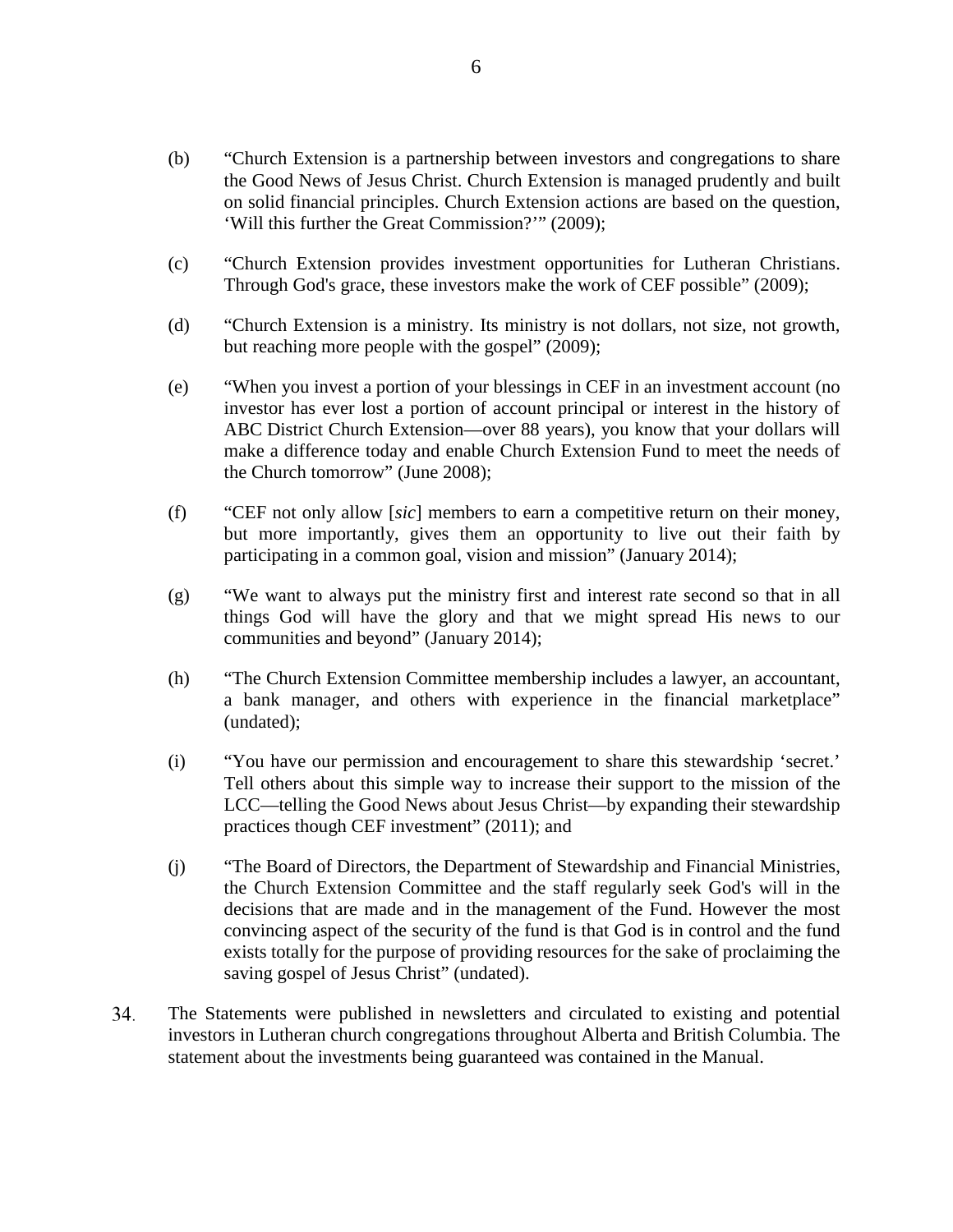(b) "Church Extension is a partnership between investors and congregations to share the Good News of Jesus Christ. Church Extension is managed prudently and built on solid financial principles. Church Extension actions are based on the question, 'Will this further the Great Commission?'" (2009);

(c) "Church Extension provides investment opportunities for Lutheran Christians. Through God's grace, these investors make the work of CEF possible" (2009);

(d) "Church Extension is a ministry. Its ministry is not dollars, not size, not growth, but reaching more people with the gospel" (2009);

(e) "When you invest a portion of your blessings in CEF in an investment account (no investor has ever lost a portion of account principal or interest in the history of ABC District Church Extension—over 88 years), you know that your dollars will make a difference today and enable Church Extension Fund to meet the needs of the Church tomorrow" (June 2008);

(f) "CEF not only allow [*sic*] members to earn a competitive return on their money, but more importantly, gives them an opportunity to live out their faith by participating in a common goal, vision and mission" (January 2014);

(g) "We want to always put the ministry first and interest rate second so that in all things God will have the glory and that we might spread His news to our communities and beyond" (January 2014);

(h) "The Church Extension Committee membership includes a lawyer, an accountant, a bank manager, and others with experience in the financial marketplace" (undated);

(i) "You have our permission and encouragement to share this stewardship 'secret.' Tell others about this simple way to increase their support to the mission of the LCC—telling the Good News about Jesus Christ—by expanding their stewardship practices though CEF investment" (2011); and

(j) "The Board of Directors, the Department of Stewardship and Financial Ministries, the Church Extension Committee and the staff regularly seek God's will in the decisions that are made and in the management of the Fund. However the most convincing aspect of the security of the fund is that God is in control and the fund exists totally for the purpose of providing resources for the sake of proclaiming the saving gospel of Jesus Christ" (undated).

34. The Statements were published in newsletters and circulated to existing and potential investors in Lutheran church congregations throughout Alberta and British Columbia. The statement about the investments being guaranteed was contained in the Manual.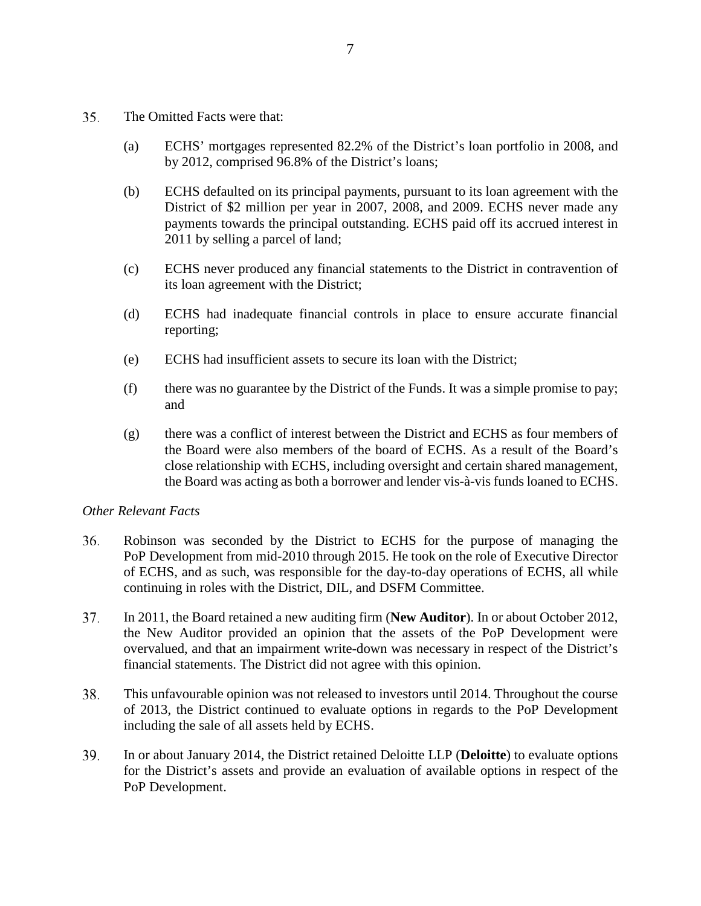35. The Omitted Facts were that:

    (a) ECHS' mortgages represented 82.2% of the District's loan portfolio in 2008, and by 2012, comprised 96.8% of the District's loans;

    (b) ECHS defaulted on its principal payments, pursuant to its loan agreement with the District of $2 million per year in 2007, 2008, and 2009. ECHS never made any payments towards the principal outstanding. ECHS paid off its accrued interest in 2011 by selling a parcel of land;

    (c) ECHS never produced any financial statements to the District in contravention of its loan agreement with the District;

    (d) ECHS had inadequate financial controls in place to ensure accurate financial reporting;

    (e) ECHS had insufficient assets to secure its loan with the District;

    (f) there was no guarantee by the District of the Funds. It was a simple promise to pay; and

    (g) there was a conflict of interest between the District and ECHS as four members of the Board were also members of the board of ECHS. As a result of the Board's close relationship with ECHS, including oversight and certain shared management, the Board was acting as both a borrower and lender vis-à-vis funds loaned to ECHS.

*Other Relevant Facts*

36. Robinson was seconded by the District to ECHS for the purpose of managing the PoP Development from mid-2010 through 2015. He took on the role of Executive Director of ECHS, and as such, was responsible for the day-to-day operations of ECHS, all while continuing in roles with the District, DIL, and DSFM Committee.

37. In 2011, the Board retained a new auditing firm (**New Auditor**). In or about October 2012, the New Auditor provided an opinion that the assets of the PoP Development were overvalued, and that an impairment write-down was necessary in respect of the District's financial statements. The District did not agree with this opinion.

38. This unfavourable opinion was not released to investors until 2014. Throughout the course of 2013, the District continued to evaluate options in regards to the PoP Development including the sale of all assets held by ECHS.

39. In or about January 2014, the District retained Deloitte LLP (**Deloitte**) to evaluate options for the District's assets and provide an evaluation of available options in respect of the PoP Development.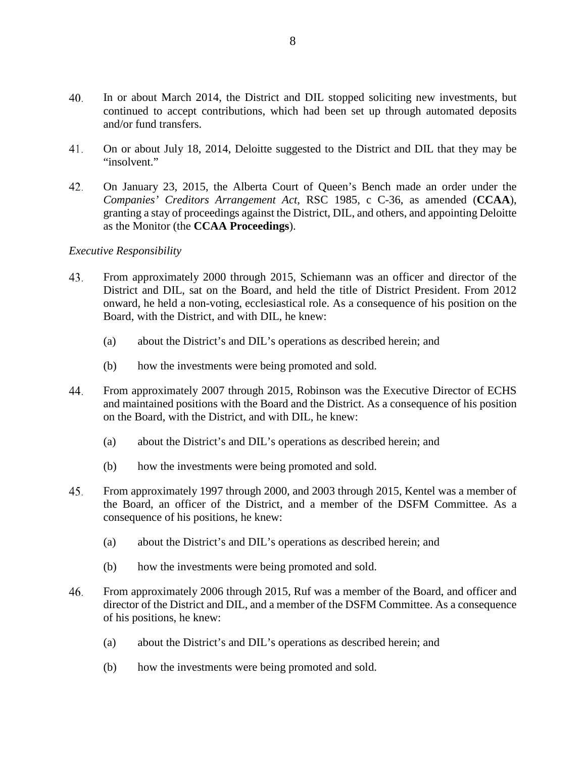40. In or about March 2014, the District and DIL stopped soliciting new investments, but continued to accept contributions, which had been set up through automated deposits and/or fund transfers.

41. On or about July 18, 2014, Deloitte suggested to the District and DIL that they may be "insolvent."

42. On January 23, 2015, the Alberta Court of Queen's Bench made an order under the *Companies' Creditors Arrangement Act*, RSC 1985, c C-36, as amended (**CCAA**), granting a stay of proceedings against the District, DIL, and others, and appointing Deloitte as the Monitor (the **CCAA Proceedings**).

*Executive Responsibility*

43. From approximately 2000 through 2015, Schiemann was an officer and director of the District and DIL, sat on the Board, and held the title of District President. From 2012 onward, he held a non-voting, ecclesiastical role. As a consequence of his position on the Board, with the District, and with DIL, he knew:

    (a) about the District's and DIL's operations as described herein; and

    (b) how the investments were being promoted and sold.

44. From approximately 2007 through 2015, Robinson was the Executive Director of ECHS and maintained positions with the Board and the District. As a consequence of his position on the Board, with the District, and with DIL, he knew:

    (a) about the District's and DIL's operations as described herein; and

    (b) how the investments were being promoted and sold.

45. From approximately 1997 through 2000, and 2003 through 2015, Kentel was a member of the Board, an officer of the District, and a member of the DSFM Committee. As a consequence of his positions, he knew:

    (a) about the District's and DIL's operations as described herein; and

    (b) how the investments were being promoted and sold.

46. From approximately 2006 through 2015, Ruf was a member of the Board, and officer and director of the District and DIL, and a member of the DSFM Committee. As a consequence of his positions, he knew:

    (a) about the District's and DIL's operations as described herein; and

    (b) how the investments were being promoted and sold.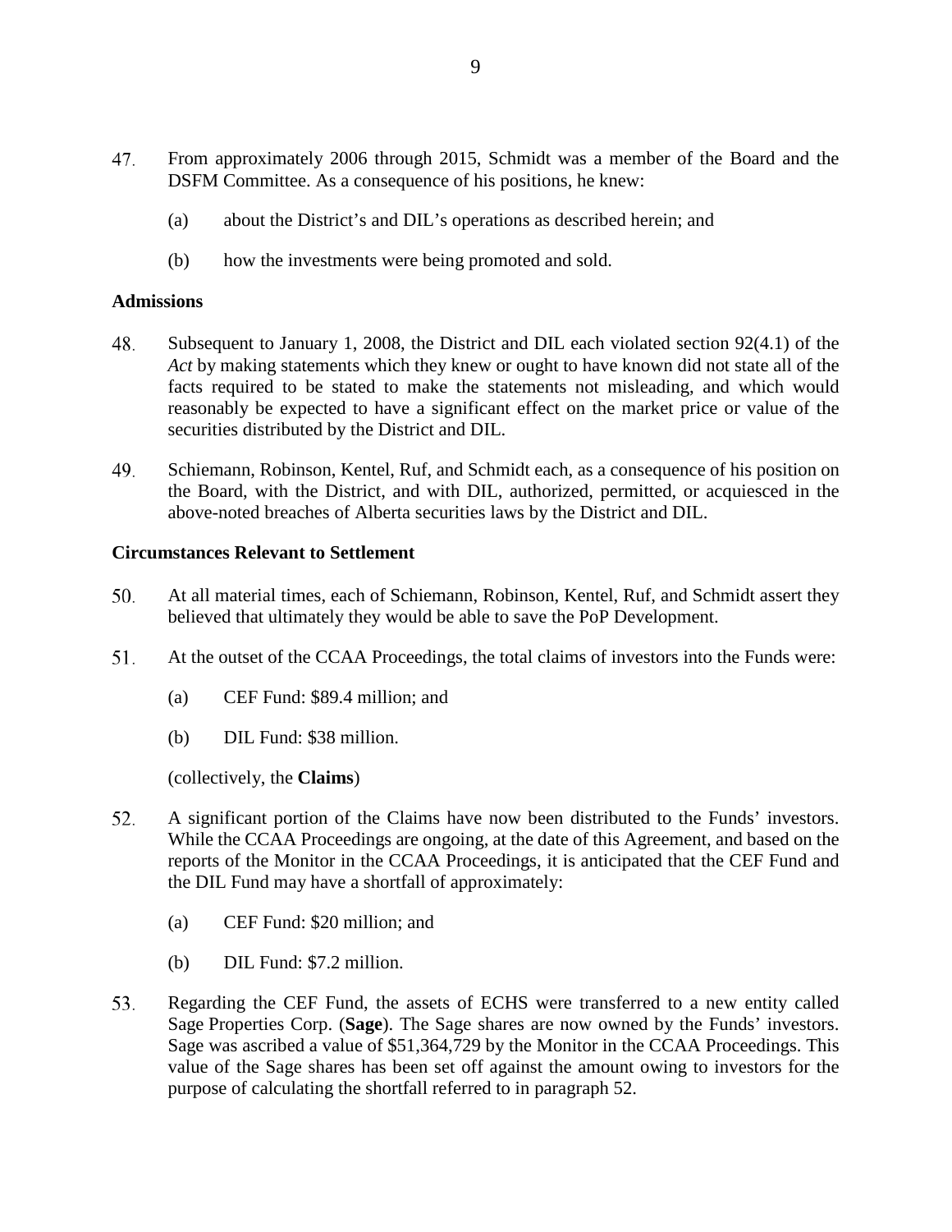47. From approximately 2006 through 2015, Schmidt was a member of the Board and the DSFM Committee. As a consequence of his positions, he knew:

    (a) about the District's and DIL's operations as described herein; and

    (b) how the investments were being promoted and sold.

**Admissions**

48. Subsequent to January 1, 2008, the District and DIL each violated section 92(4.1) of the *Act* by making statements which they knew or ought to have known did not state all of the facts required to be stated to make the statements not misleading, and which would reasonably be expected to have a significant effect on the market price or value of the securities distributed by the District and DIL.

49. Schiemann, Robinson, Kentel, Ruf, and Schmidt each, as a consequence of his position on the Board, with the District, and with DIL, authorized, permitted, or acquiesced in the above-noted breaches of Alberta securities laws by the District and DIL.

**Circumstances Relevant to Settlement**

50. At all material times, each of Schiemann, Robinson, Kentel, Ruf, and Schmidt assert they believed that ultimately they would be able to save the PoP Development.

51. At the outset of the CCAA Proceedings, the total claims of investors into the Funds were:

    (a) CEF Fund: $89.4 million; and

    (b) DIL Fund: $38 million.

    (collectively, the **Claims**)

52. A significant portion of the Claims have now been distributed to the Funds' investors. While the CCAA Proceedings are ongoing, at the date of this Agreement, and based on the reports of the Monitor in the CCAA Proceedings, it is anticipated that the CEF Fund and the DIL Fund may have a shortfall of approximately:

    (a) CEF Fund: $20 million; and

    (b) DIL Fund: $7.2 million.

53. Regarding the CEF Fund, the assets of ECHS were transferred to a new entity called Sage Properties Corp. (**Sage**). The Sage shares are now owned by the Funds' investors. Sage was ascribed a value of $51,364,729 by the Monitor in the CCAA Proceedings. This value of the Sage shares has been set off against the amount owing to investors for the purpose of calculating the shortfall referred to in paragraph 52.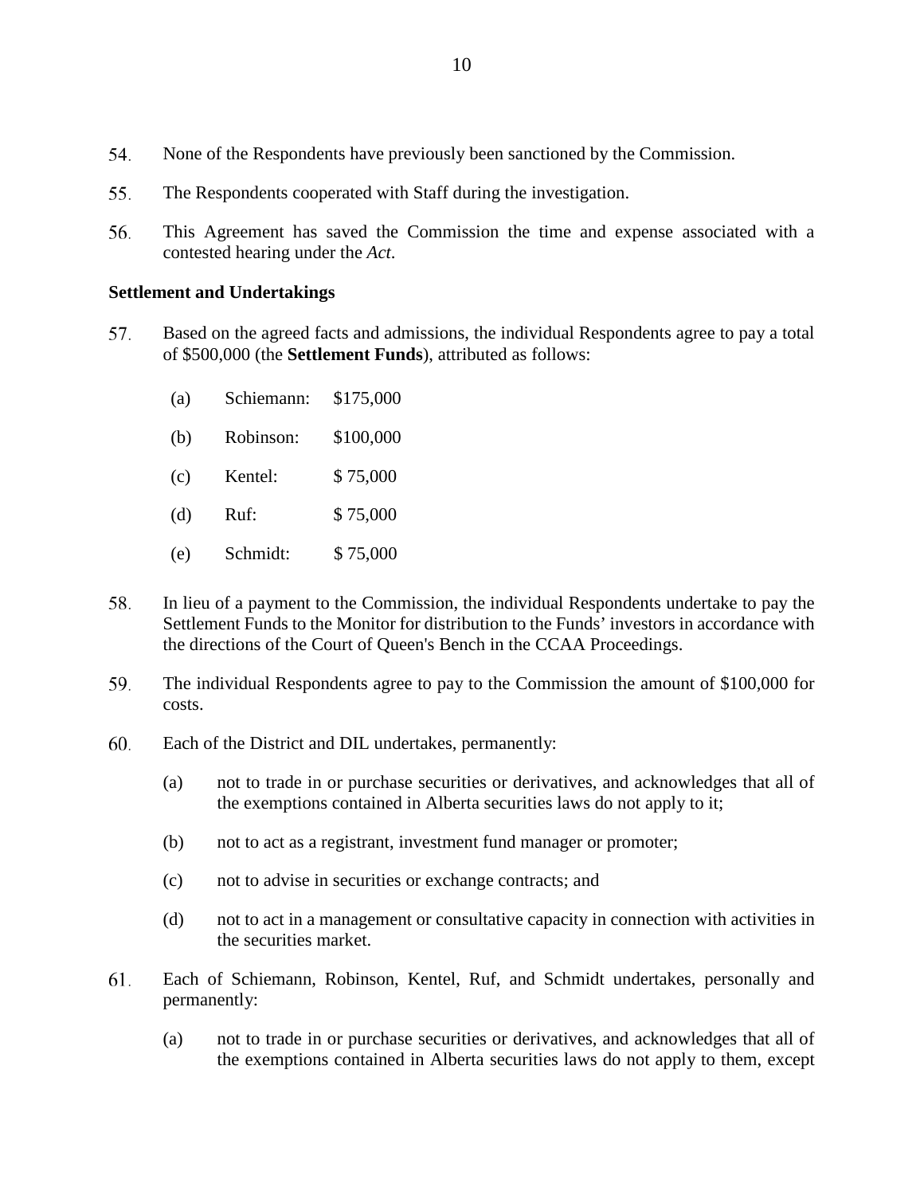54. None of the Respondents have previously been sanctioned by the Commission.

55. The Respondents cooperated with Staff during the investigation.

56. This Agreement has saved the Commission the time and expense associated with a contested hearing under the *Act*.

**Settlement and Undertakings**

57. Based on the agreed facts and admissions, the individual Respondents agree to pay a total of $500,000 (the **Settlement Funds**), attributed as follows:

    (a) Schiemann: $175,000

    (b) Robinson: $100,000

    (c) Kentel: $ 75,000

    (d) Ruf: $ 75,000

    (e) Schmidt: $ 75,000

58. In lieu of a payment to the Commission, the individual Respondents undertake to pay the Settlement Funds to the Monitor for distribution to the Funds' investors in accordance with the directions of the Court of Queen's Bench in the CCAA Proceedings.

59. The individual Respondents agree to pay to the Commission the amount of $100,000 for costs.

60. Each of the District and DIL undertakes, permanently:

    (a) not to trade in or purchase securities or derivatives, and acknowledges that all of the exemptions contained in Alberta securities laws do not apply to it;

    (b) not to act as a registrant, investment fund manager or promoter;

    (c) not to advise in securities or exchange contracts; and

    (d) not to act in a management or consultative capacity in connection with activities in the securities market.

61. Each of Schiemann, Robinson, Kentel, Ruf, and Schmidt undertakes, personally and permanently:

    (a) not to trade in or purchase securities or derivatives, and acknowledges that all of the exemptions contained in Alberta securities laws do not apply to them, except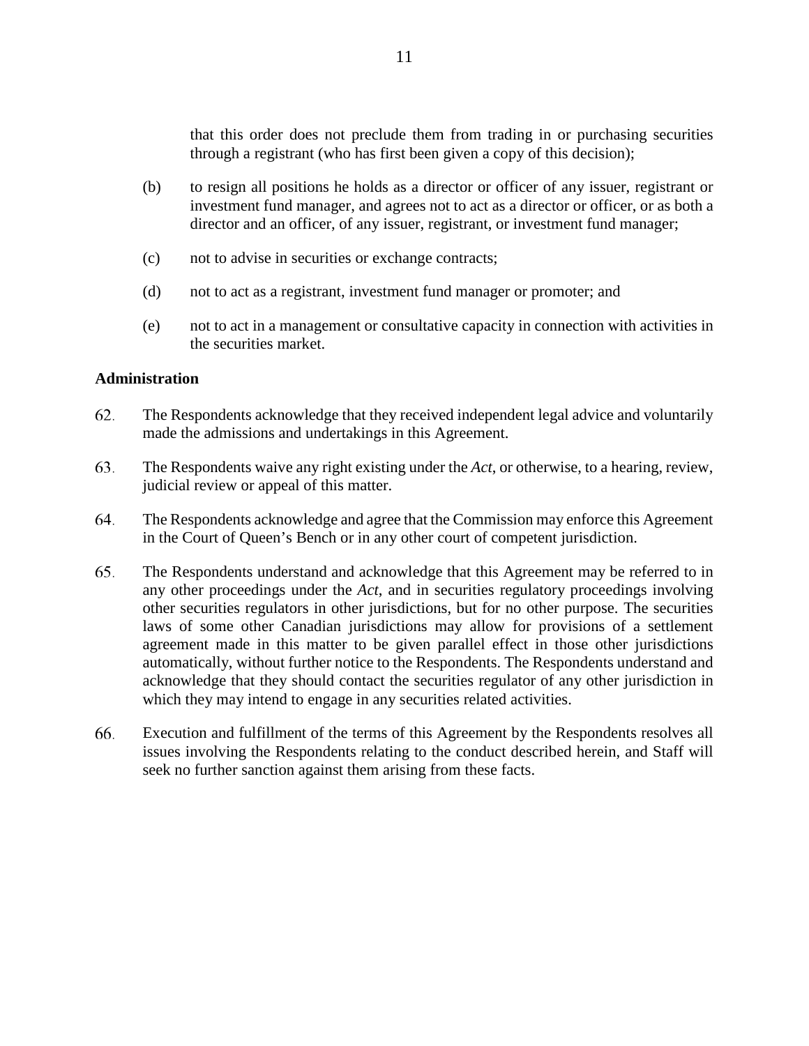that this order does not preclude them from trading in or purchasing securities through a registrant (who has first been given a copy of this decision);

(b) to resign all positions he holds as a director or officer of any issuer, registrant or investment fund manager, and agrees not to act as a director or officer, or as both a director and an officer, of any issuer, registrant, or investment fund manager;

(c) not to advise in securities or exchange contracts;

(d) not to act as a registrant, investment fund manager or promoter; and

(e) not to act in a management or consultative capacity in connection with activities in the securities market.

**Administration**

62. The Respondents acknowledge that they received independent legal advice and voluntarily made the admissions and undertakings in this Agreement.

63. The Respondents waive any right existing under the *Act*, or otherwise, to a hearing, review, judicial review or appeal of this matter.

64. The Respondents acknowledge and agree that the Commission may enforce this Agreement in the Court of Queen's Bench or in any other court of competent jurisdiction.

65. The Respondents understand and acknowledge that this Agreement may be referred to in any other proceedings under the *Act*, and in securities regulatory proceedings involving other securities regulators in other jurisdictions, but for no other purpose. The securities laws of some other Canadian jurisdictions may allow for provisions of a settlement agreement made in this matter to be given parallel effect in those other jurisdictions automatically, without further notice to the Respondents. The Respondents understand and acknowledge that they should contact the securities regulator of any other jurisdiction in which they may intend to engage in any securities related activities.

66. Execution and fulfillment of the terms of this Agreement by the Respondents resolves all issues involving the Respondents relating to the conduct described herein, and Staff will seek no further sanction against them arising from these facts.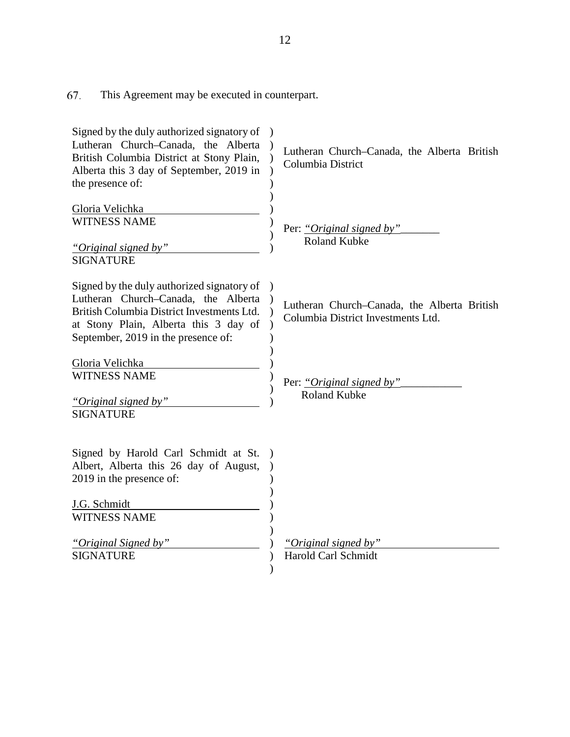67. This Agreement may be executed in counterpart.

| | |
|---|---|
| Signed by the duly authorized signatory of Lutheran Church–Canada, the Alberta British Columbia District at Stony Plain, Alberta this 3 day of September, 2019 in the presence of: | Lutheran Church–Canada, the Alberta British Columbia District |
| Gloria Velichka<br>WITNESS NAME | |
| *“Original signed by”*<br>SIGNATURE | Per: *“Original signed by”*<br>Roland Kubke |

| | |
|---|---|
| Signed by the duly authorized signatory of Lutheran Church–Canada, the Alberta British Columbia District Investments Ltd. at Stony Plain, Alberta this 3 day of September, 2019 in the presence of: | Lutheran Church–Canada, the Alberta British Columbia District Investments Ltd. |
| Gloria Velichka<br>WITNESS NAME | |
| *“Original signed by”*<br>SIGNATURE | Per: *“Original signed by”*<br>Roland Kubke |

| | |
|---|---|
| Signed by Harold Carl Schmidt at St. Albert, Alberta this 26 day of August, 2019 in the presence of: | |
| J.G. Schmidt<br>WITNESS NAME | |
| *“Original Signed by”*<br>SIGNATURE | *“Original signed by”*<br>Harold Carl Schmidt |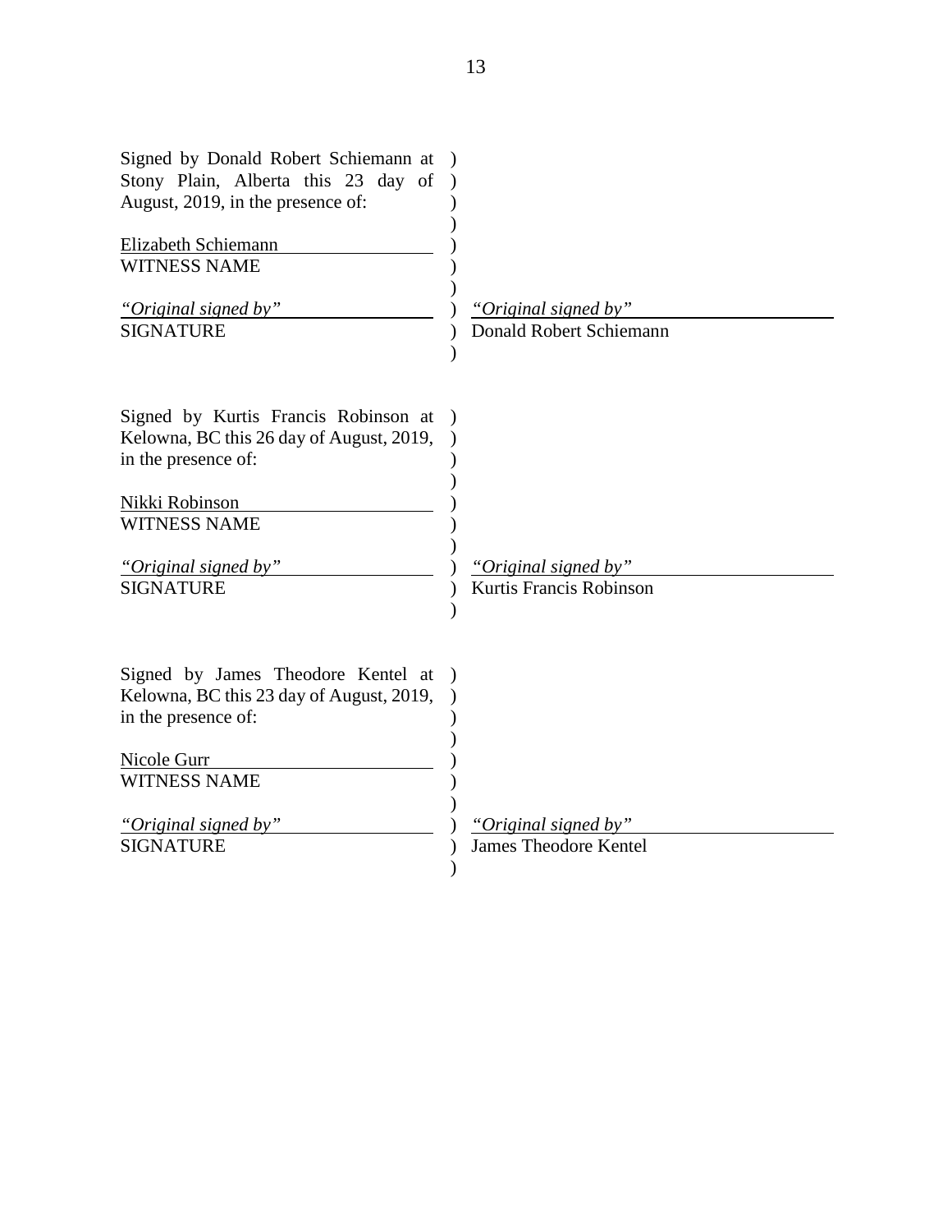Signed by Donald Robert Schiemann at Stony Plain, Alberta this 23 day of August, 2019, in the presence of:

Elizabeth Schiemann
WITNESS NAME

*"Original signed by"*
SIGNATURE

*"Original signed by"*
Donald Robert Schiemann

Signed by Kurtis Francis Robinson at Kelowna, BC this 26 day of August, 2019, in the presence of:

Nikki Robinson
WITNESS NAME

*"Original signed by"*
SIGNATURE

*"Original signed by"*
Kurtis Francis Robinson

Signed by James Theodore Kentel at Kelowna, BC this 23 day of August, 2019, in the presence of:

Nicole Gurr
WITNESS NAME

*"Original signed by"*
SIGNATURE

*"Original signed by"*
James Theodore Kentel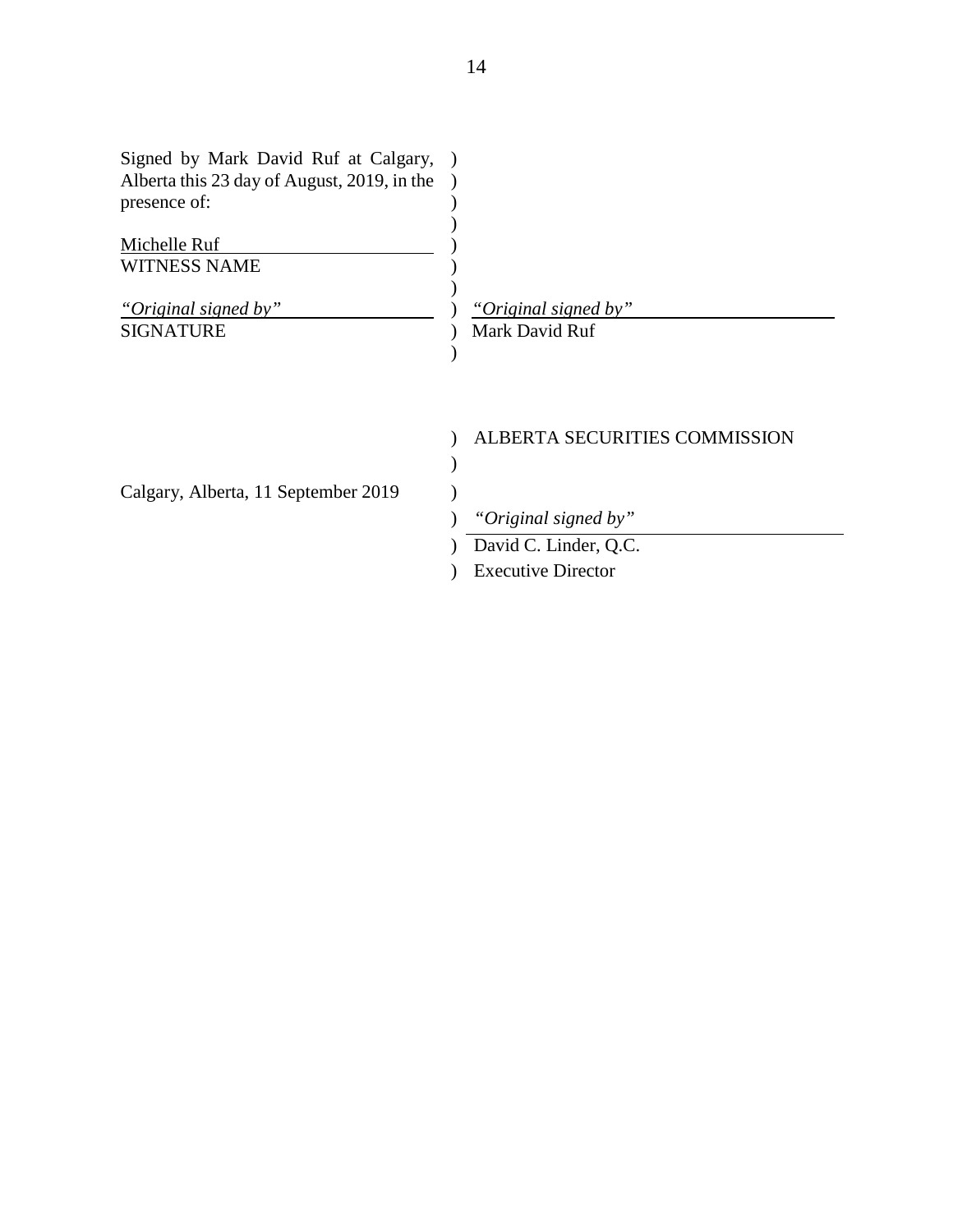Signed by Mark David Ruf at Calgary, Alberta this 23 day of August, 2019, in the presence of:

Michelle Ruf
WITNESS NAME

*"Original signed by"*
SIGNATURE

*"Original signed by"*
Mark David Ruf

ALBERTA SECURITIES COMMISSION

Calgary, Alberta, 11 September 2019

*"Original signed by"*
David C. Linder, Q.C.
Executive Director